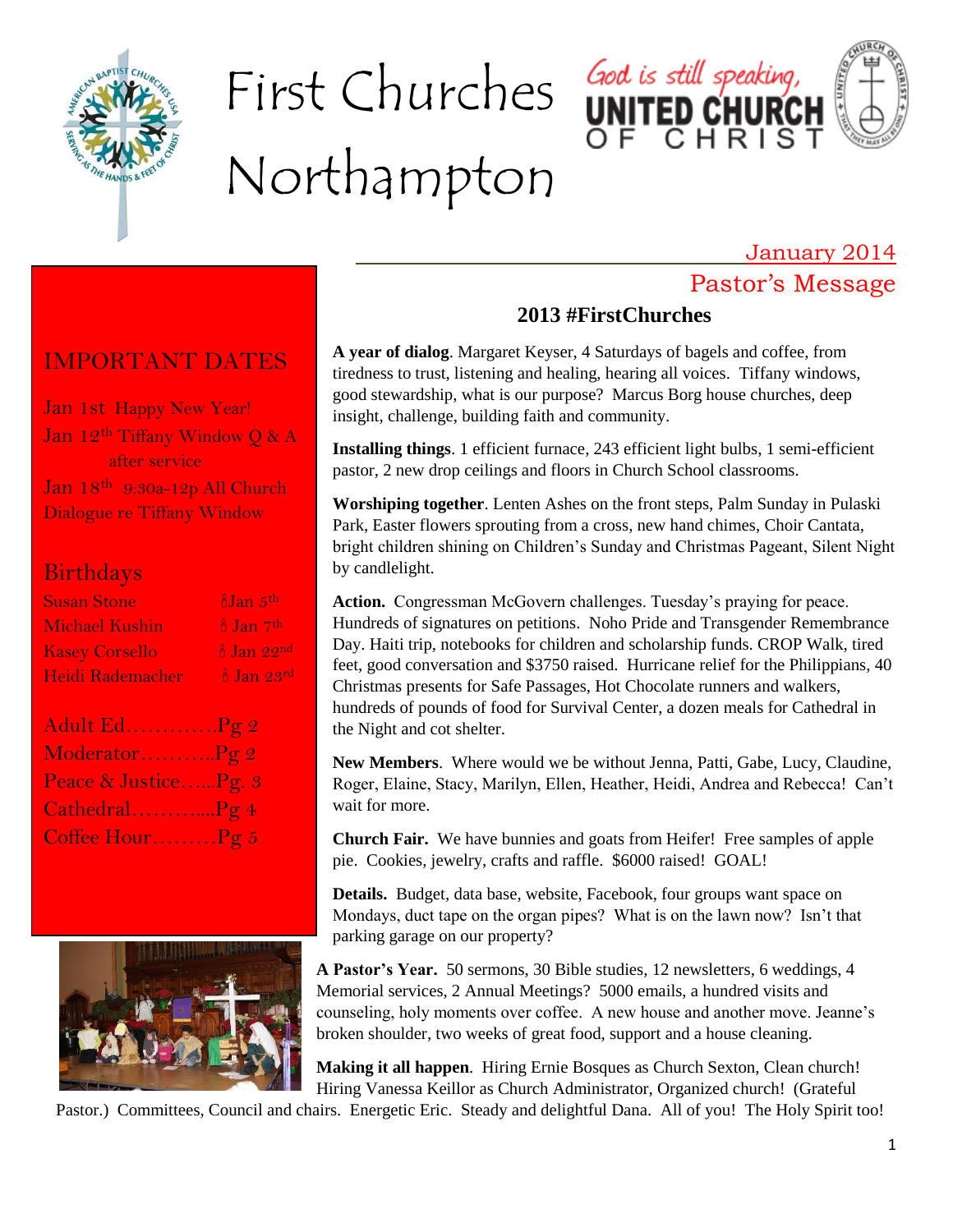# First Churches Northampton

God is still speaking,
UNITED CHURCH OF CHRIST

## IMPORTANT DATES

Jan 1st Happy New Year!

Jan 12th Tiffany Window Q & A after service

Jan 18th 9:30a-12p All Church Dialogue re Tiffany Window

## Birthdays

| | |
|---|---|
| Susan Stone | Jan 5th |
| Michael Kushin | Jan 7th |
| Kasey Corsello | Jan 22nd |
| Heidi Rademacher | Jan 23rd |

Adult Ed…………Pg 2
Moderator………..Pg 2
Peace & Justice…...Pg. 3
Cathedral………....Pg 4
Coffee Hour………Pg 5

January 2014

## Pastor's Message

### 2013 #FirstChurches

**A year of dialog**. Margaret Keyser, 4 Saturdays of bagels and coffee, from tiredness to trust, listening and healing, hearing all voices. Tiffany windows, good stewardship, what is our purpose? Marcus Borg house churches, deep insight, challenge, building faith and community.

**Installing things**. 1 efficient furnace, 243 efficient light bulbs, 1 semi-efficient pastor, 2 new drop ceilings and floors in Church School classrooms.

**Worshiping together**. Lenten Ashes on the front steps, Palm Sunday in Pulaski Park, Easter flowers sprouting from a cross, new hand chimes, Choir Cantata, bright children shining on Children's Sunday and Christmas Pageant, Silent Night by candlelight.

**Action.** Congressman McGovern challenges. Tuesday's praying for peace. Hundreds of signatures on petitions. Noho Pride and Transgender Remembrance Day. Haiti trip, notebooks for children and scholarship funds. CROP Walk, tired feet, good conversation and $3750 raised. Hurricane relief for the Philippians, 40 Christmas presents for Safe Passages, Hot Chocolate runners and walkers, hundreds of pounds of food for Survival Center, a dozen meals for Cathedral in the Night and cot shelter.

**New Members**. Where would we be without Jenna, Patti, Gabe, Lucy, Claudine, Roger, Elaine, Stacy, Marilyn, Ellen, Heather, Heidi, Andrea and Rebecca! Can't wait for more.

**Church Fair.** We have bunnies and goats from Heifer! Free samples of apple pie. Cookies, jewelry, crafts and raffle. $6000 raised! GOAL!

**Details.** Budget, data base, website, Facebook, four groups want space on Mondays, duct tape on the organ pipes? What is on the lawn now? Isn't that parking garage on our property?

**A Pastor's Year.** 50 sermons, 30 Bible studies, 12 newsletters, 6 weddings, 4 Memorial services, 2 Annual Meetings? 5000 emails, a hundred visits and counseling, holy moments over coffee. A new house and another move. Jeanne's broken shoulder, two weeks of great food, support and a house cleaning.

**Making it all happen**. Hiring Ernie Bosques as Church Sexton, Clean church! Hiring Vanessa Keillor as Church Administrator, Organized church! (Grateful Pastor.) Committees, Council and chairs. Energetic Eric. Steady and delightful Dana. All of you! The Holy Spirit too!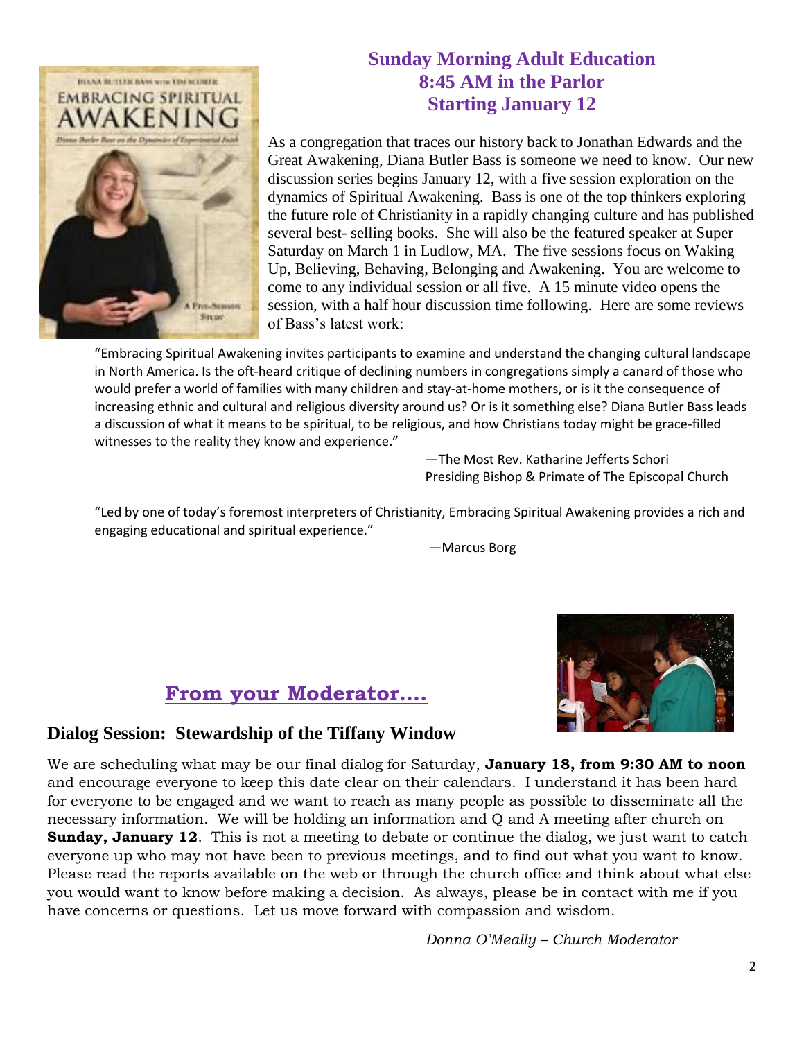## Sunday Morning Adult Education
## 8:45 AM in the Parlor
## Starting January 12

As a congregation that traces our history back to Jonathan Edwards and the Great Awakening, Diana Butler Bass is someone we need to know. Our new discussion series begins January 12, with a five session exploration on the dynamics of Spiritual Awakening. Bass is one of the top thinkers exploring the future role of Christianity in a rapidly changing culture and has published several best- selling books. She will also be the featured speaker at Super Saturday on March 1 in Ludlow, MA. The five sessions focus on Waking Up, Believing, Behaving, Belonging and Awakening. You are welcome to come to any individual session or all five. A 15 minute video opens the session, with a half hour discussion time following. Here are some reviews of Bass's latest work:

"Embracing Spiritual Awakening invites participants to examine and understand the changing cultural landscape in North America. Is the oft-heard critique of declining numbers in congregations simply a canard of those who would prefer a world of families with many children and stay-at-home mothers, or is it the consequence of increasing ethnic and cultural and religious diversity around us? Or is it something else? Diana Butler Bass leads a discussion of what it means to be spiritual, to be religious, and how Christians today might be grace-filled witnesses to the reality they know and experience."

—The Most Rev. Katharine Jefferts Schori
Presiding Bishop & Primate of The Episcopal Church

"Led by one of today's foremost interpreters of Christianity, Embracing Spiritual Awakening provides a rich and engaging educational and spiritual experience."

—Marcus Borg

## From your Moderator….

### Dialog Session: Stewardship of the Tiffany Window

We are scheduling what may be our final dialog for Saturday, **January 18, from 9:30 AM to noon** and encourage everyone to keep this date clear on their calendars. I understand it has been hard for everyone to be engaged and we want to reach as many people as possible to disseminate all the necessary information. We will be holding an information and Q and A meeting after church on **Sunday, January 12**. This is not a meeting to debate or continue the dialog, we just want to catch everyone up who may not have been to previous meetings, and to find out what you want to know. Please read the reports available on the web or through the church office and think about what else you would want to know before making a decision. As always, please be in contact with me if you have concerns or questions. Let us move forward with compassion and wisdom.

*Donna O'Meally – Church Moderator*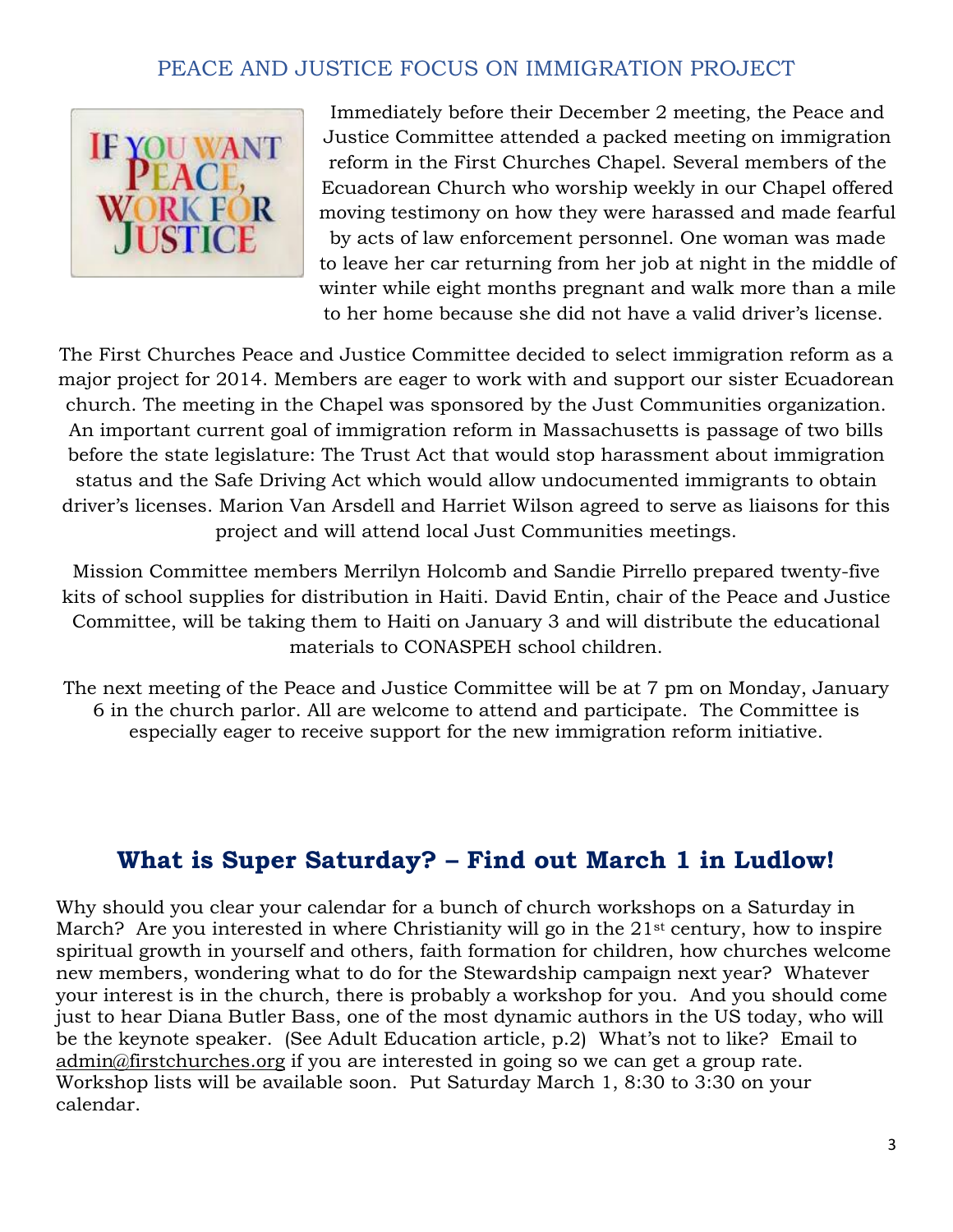## PEACE AND JUSTICE FOCUS ON IMMIGRATION PROJECT

Immediately before their December 2 meeting, the Peace and Justice Committee attended a packed meeting on immigration reform in the First Churches Chapel. Several members of the Ecuadorean Church who worship weekly in our Chapel offered moving testimony on how they were harassed and made fearful by acts of law enforcement personnel. One woman was made to leave her car returning from her job at night in the middle of winter while eight months pregnant and walk more than a mile to her home because she did not have a valid driver's license.

The First Churches Peace and Justice Committee decided to select immigration reform as a major project for 2014. Members are eager to work with and support our sister Ecuadorean church. The meeting in the Chapel was sponsored by the Just Communities organization. An important current goal of immigration reform in Massachusetts is passage of two bills before the state legislature: The Trust Act that would stop harassment about immigration status and the Safe Driving Act which would allow undocumented immigrants to obtain driver's licenses. Marion Van Arsdell and Harriet Wilson agreed to serve as liaisons for this project and will attend local Just Communities meetings.

Mission Committee members Merrilyn Holcomb and Sandie Pirrello prepared twenty-five kits of school supplies for distribution in Haiti. David Entin, chair of the Peace and Justice Committee, will be taking them to Haiti on January 3 and will distribute the educational materials to CONASPEH school children.

The next meeting of the Peace and Justice Committee will be at 7 pm on Monday, January 6 in the church parlor. All are welcome to attend and participate. The Committee is especially eager to receive support for the new immigration reform initiative.

## What is Super Saturday? – Find out March 1 in Ludlow!

Why should you clear your calendar for a bunch of church workshops on a Saturday in March? Are you interested in where Christianity will go in the 21st century, how to inspire spiritual growth in yourself and others, faith formation for children, how churches welcome new members, wondering what to do for the Stewardship campaign next year? Whatever your interest is in the church, there is probably a workshop for you. And you should come just to hear Diana Butler Bass, one of the most dynamic authors in the US today, who will be the keynote speaker. (See Adult Education article, p.2) What's not to like? Email to admin@firstchurches.org if you are interested in going so we can get a group rate. Workshop lists will be available soon. Put Saturday March 1, 8:30 to 3:30 on your calendar.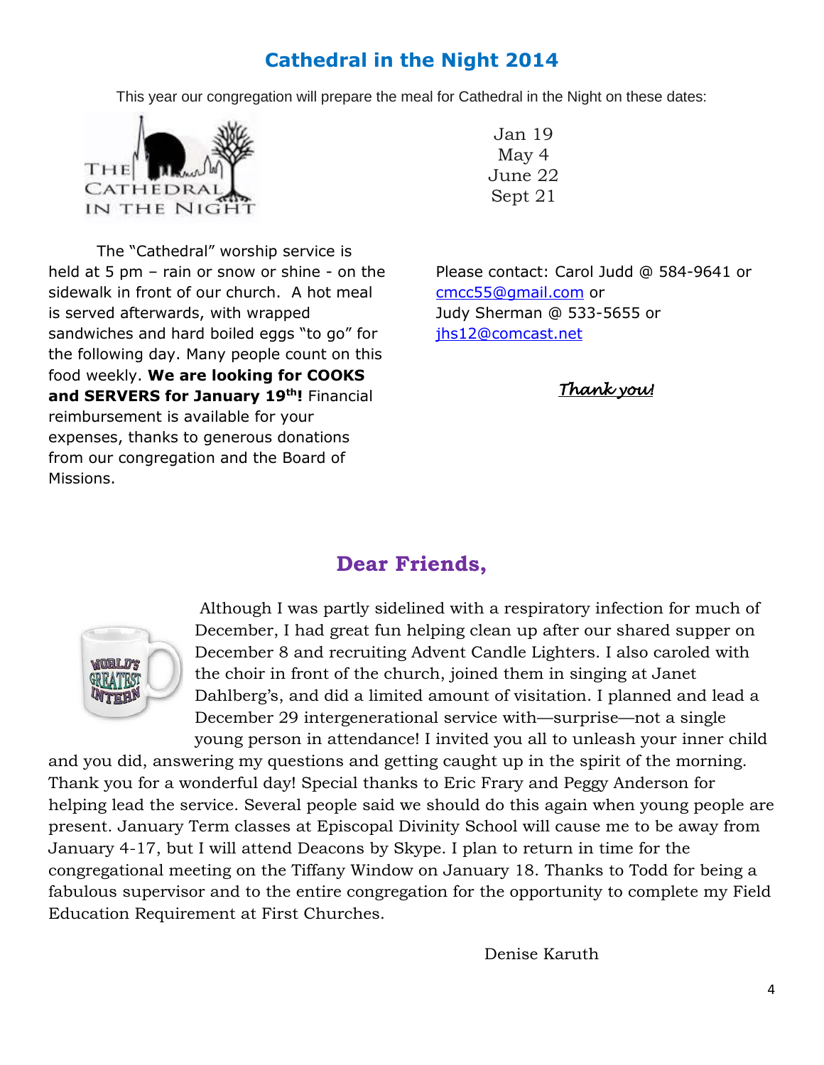## Cathedral in the Night 2014

This year our congregation will prepare the meal for Cathedral in the Night on these dates:

Jan 19
May 4
June 22
Sept 21

The "Cathedral" worship service is held at 5 pm – rain or snow or shine - on the sidewalk in front of our church. A hot meal is served afterwards, with wrapped sandwiches and hard boiled eggs "to go" for the following day. Many people count on this food weekly. **We are looking for COOKS and SERVERS for January 19th!** Financial reimbursement is available for your expenses, thanks to generous donations from our congregation and the Board of Missions.

Please contact: Carol Judd @ 584-9641 or cmcc55@gmail.com or
Judy Sherman @ 533-5655 or jhs12@comcast.net

*Thank you!*

## Dear Friends,

Although I was partly sidelined with a respiratory infection for much of December, I had great fun helping clean up after our shared supper on December 8 and recruiting Advent Candle Lighters. I also caroled with the choir in front of the church, joined them in singing at Janet Dahlberg's, and did a limited amount of visitation. I planned and lead a December 29 intergenerational service with—surprise—not a single young person in attendance! I invited you all to unleash your inner child and you did, answering my questions and getting caught up in the spirit of the morning. Thank you for a wonderful day! Special thanks to Eric Frary and Peggy Anderson for helping lead the service. Several people said we should do this again when young people are present. January Term classes at Episcopal Divinity School will cause me to be away from January 4-17, but I will attend Deacons by Skype. I plan to return in time for the congregational meeting on the Tiffany Window on January 18. Thanks to Todd for being a fabulous supervisor and to the entire congregation for the opportunity to complete my Field Education Requirement at First Churches.

Denise Karuth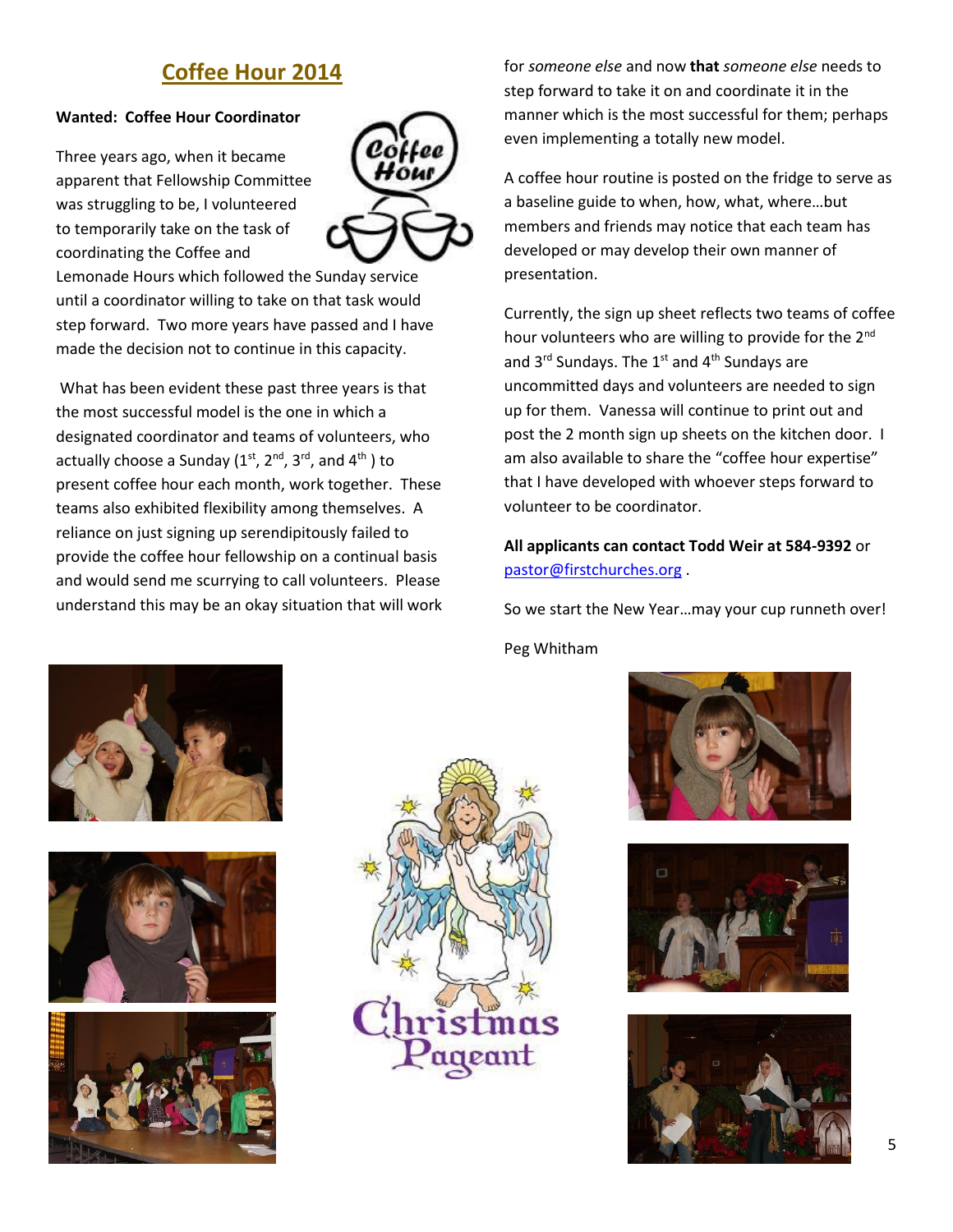# Coffee Hour 2014

**Wanted: Coffee Hour Coordinator**

Three years ago, when it became apparent that Fellowship Committee was struggling to be, I volunteered to temporarily take on the task of coordinating the Coffee and Lemonade Hours which followed the Sunday service until a coordinator willing to take on that task would step forward. Two more years have passed and I have made the decision not to continue in this capacity.

What has been evident these past three years is that the most successful model is the one in which a designated coordinator and teams of volunteers, who actually choose a Sunday (1st, 2nd, 3rd, and 4th ) to present coffee hour each month, work together. These teams also exhibited flexibility among themselves. A reliance on just signing up serendipitously failed to provide the coffee hour fellowship on a continual basis and would send me scurrying to call volunteers. Please understand this may be an okay situation that will work for *someone else* and now **that** *someone else* needs to step forward to take it on and coordinate it in the manner which is the most successful for them; perhaps even implementing a totally new model.

A coffee hour routine is posted on the fridge to serve as a baseline guide to when, how, what, where…but members and friends may notice that each team has developed or may develop their own manner of presentation.

Currently, the sign up sheet reflects two teams of coffee hour volunteers who are willing to provide for the 2nd and 3rd Sundays. The 1st and 4th Sundays are uncommitted days and volunteers are needed to sign up for them. Vanessa will continue to print out and post the 2 month sign up sheets on the kitchen door. I am also available to share the "coffee hour expertise" that I have developed with whoever steps forward to volunteer to be coordinator.

**All applicants can contact Todd Weir at 584-9392** or pastor@firstchurches.org .

So we start the New Year…may your cup runneth over!

Peg Whitham

Christmas Pageant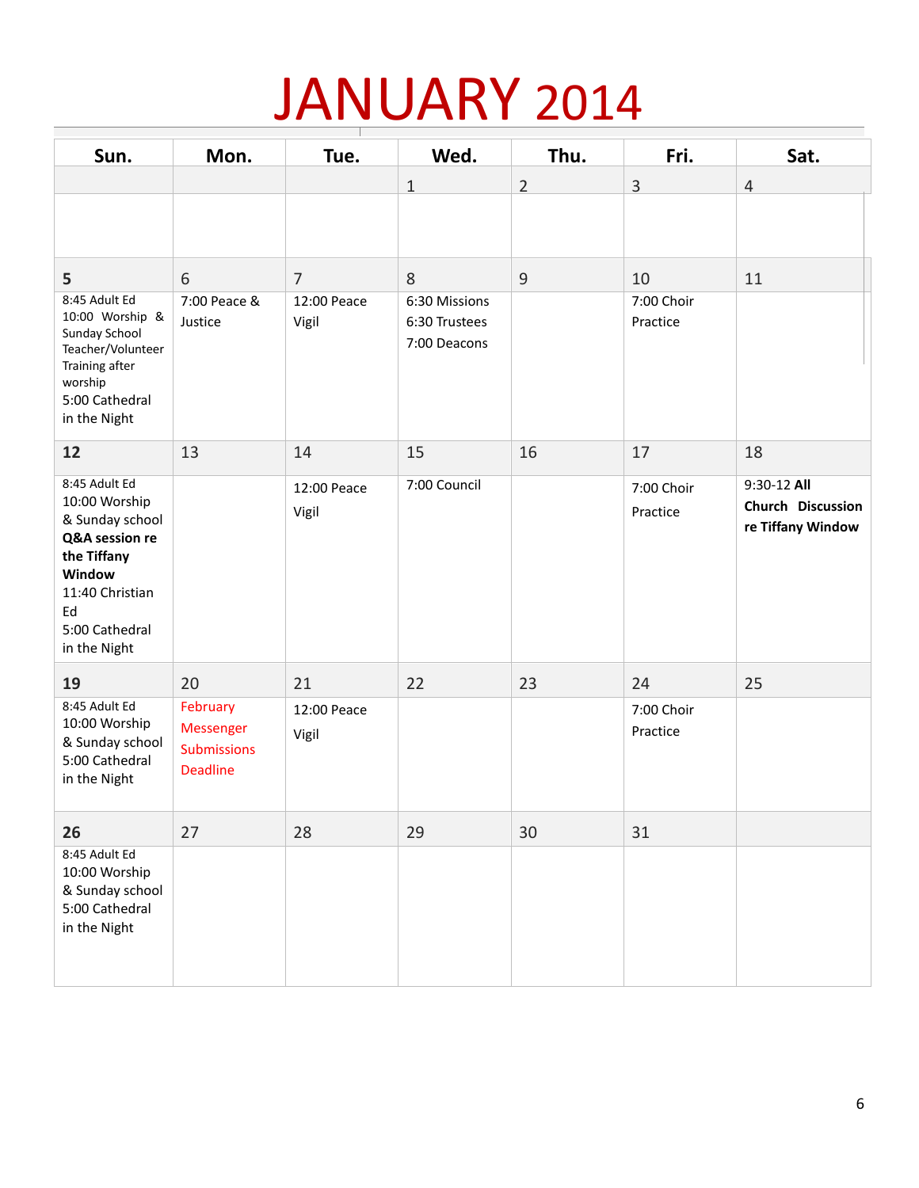# JANUARY 2014

| Sun. | Mon. | Tue. | Wed. | Thu. | Fri. | Sat. |
|---|---|---|---|---|---|---|
| | | | 1 | 2 | 3 | 4 |
| **5**<br>8:45 Adult Ed<br>10:00 Worship & Sunday School Teacher/Volunteer Training after worship<br>5:00 Cathedral in the Night | 6<br>7:00 Peace & Justice | 7<br>12:00 Peace Vigil | 8<br>6:30 Missions<br>6:30 Trustees<br>7:00 Deacons | 9 | 10<br>7:00 Choir Practice | 11 |
| **12**<br>8:45 Adult Ed<br>10:00 Worship & Sunday school<br>**Q&A session re the Tiffany Window**<br>11:40 Christian Ed<br>5:00 Cathedral in the Night | 13 | 14<br>12:00 Peace Vigil | 15<br>7:00 Council | 16 | 17<br>7:00 Choir Practice | 18<br>9:30-12 **All Church Discussion re Tiffany Window** |
| **19**<br>8:45 Adult Ed<br>10:00 Worship & Sunday school<br>5:00 Cathedral in the Night | 20<br>February Messenger Submissions Deadline | 21<br>12:00 Peace Vigil | 22 | 23 | 24<br>7:00 Choir Practice | 25 |
| **26**<br>8:45 Adult Ed<br>10:00 Worship & Sunday school<br>5:00 Cathedral in the Night | 27 | 28 | 29 | 30 | 31 | |